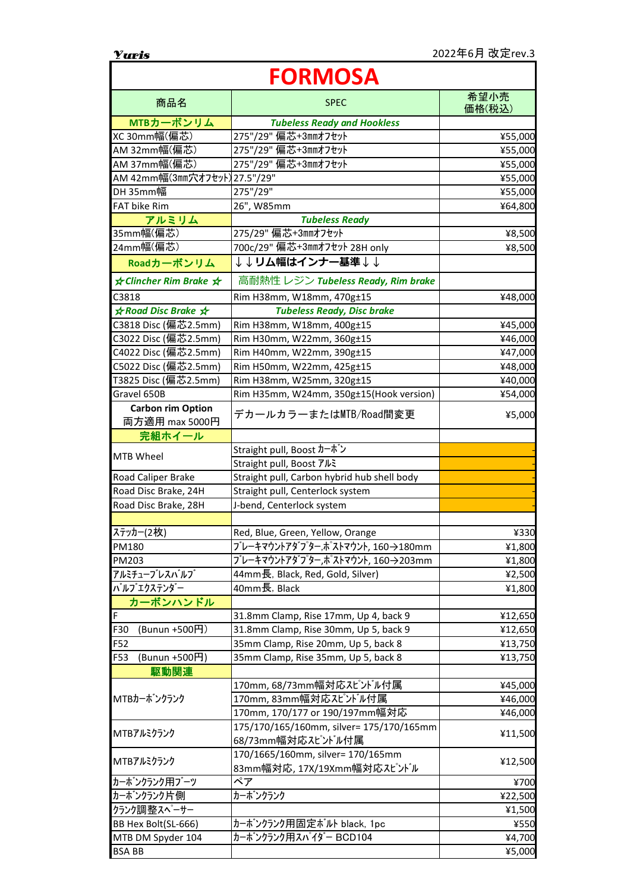Yuris

2022年6月 改定rev.3

# FORMOSA

| 商品名 | SPEC | 希望小売価格(税込) |
|---|---|---|
| **MTBカーボンリム** | ***Tubeless Ready and Hookless*** | |
| XC 30mm幅(偏芯) | 275"/29" 偏芯+3mmオフセット | ¥55,000 |
| AM 32mm幅(偏芯) | 275"/29" 偏芯+3mmオフセット | ¥55,000 |
| AM 37mm幅(偏芯) | 275"/29" 偏芯+3mmオフセット | ¥55,000 |
| AM 42mm幅(3mm穴オフセット) | 27.5"/29" | ¥55,000 |
| DH 35mm幅 | 275"/29" | ¥55,000 |
| FAT bike Rim | 26", W85mm | ¥64,800 |
| **アルミリム** | ***Tubeless Ready*** | |
| 35mm幅(偏芯) | 275/29" 偏芯+3mmオフセット | ¥8,500 |
| 24mm幅(偏芯) | 700c/29" 偏芯+3mmオフセット 28H only | ¥8,500 |
| **Roadカーボンリム** | **↓↓リム幅はインナー基準↓↓** | |
| ***☆Clincher Rim Brake ☆*** | 高耐熱性 レジン ***Tubeless Ready, Rim brake*** | |
| C3818 | Rim H38mm, W18mm, 470g±15 | ¥48,000 |
| ***☆Road Disc Brake ☆*** | ***Tubeless Ready, Disc brake*** | |
| C3818 Disc (偏芯2.5mm) | Rim H38mm, W18mm, 400g±15 | ¥45,000 |
| C3022 Disc (偏芯2.5mm) | Rim H30mm, W22mm, 360g±15 | ¥46,000 |
| C4022 Disc (偏芯2.5mm) | Rim H40mm, W22mm, 390g±15 | ¥47,000 |
| C5022 Disc (偏芯2.5mm) | Rim H50mm, W22mm, 425g±15 | ¥48,000 |
| T3825 Disc (偏芯2.5mm) | Rim H38mm, W25mm, 320g±15 | ¥40,000 |
| Gravel 650B | Rim H35mm, W24mm, 350g±15(Hook version) | ¥54,000 |
| **Carbon rim Option** 両方適用 max 5000円 | デカールカラーまたはMTB/Road間変更 | ¥5,000 |
| **完組ホイール** | | |
| MTB Wheel | Straight pull, Boost カーボン | - |
| | Straight pull, Boost アルミ | - |
| Road Caliper Brake | Straight pull, Carbon hybrid hub shell body | - |
| Road Disc Brake, 24H | Straight pull, Centerlock system | - |
| Road Disc Brake, 28H | J-bend, Centerlock system | - |
| | | |
| ステッカー(2枚) | Red, Blue, Green, Yellow, Orange | ¥330 |
| PM180 | ブレーキマウントアダプター,ポストマウント, 160→180mm | ¥1,800 |
| PM203 | ブレーキマウントアダプター,ポストマウント, 160→203mm | ¥1,800 |
| アルミチューブレスバルブ | 44mm長, Black, Red, Gold, Silver) | ¥2,500 |
| バルブエクステンダー | 40mm長, Black | ¥1,800 |
| **カーボンハンドル** | | |
| F | 31.8mm Clamp, Rise 17mm, Up 4, back 9 | ¥12,650 |
| F30 (Bunun +500円) | 31.8mm Clamp, Rise 30mm, Up 5, back 9 | ¥12,650 |
| F52 | 35mm Clamp, Rise 20mm, Up 5, back 8 | ¥13,750 |
| F53 (Bunun +500円) | 35mm Clamp, Rise 35mm, Up 5, back 8 | ¥13,750 |
| **駆動関連** | | |
| MTBカーボンクランク | 170mm, 68/73mm幅対応スピンドル付属 | ¥45,000 |
| | 170mm, 83mm幅対応スピンドル付属 | ¥46,000 |
| | 170mm, 170/177 or 190/197mm幅対応 | ¥46,000 |
| MTBアルミクランク | 175/170/165/160mm, silver= 175/170/165mm 68/73mm幅対応スピンドル付属 | ¥11,500 |
| MTBアルミクランク | 170/1665/160mm, silver= 170/165mm 83mm幅対応, 17X/19Xmm幅対応スピンドル | ¥12,500 |
| カーボンクランク用ブーツ | ペア | ¥700 |
| カーボンクランク片側 | カーボンクランク | ¥22,500 |
| クランク調整スペーサー | | ¥1,500 |
| BB Hex Bolt(SL-666) | カーボンクランク用固定ボルト black, 1pc | ¥550 |
| MTB DM Spyder 104 | カーボンクランク用スパイダー BCD104 | ¥4,700 |
| BSA BB | | ¥5,000 |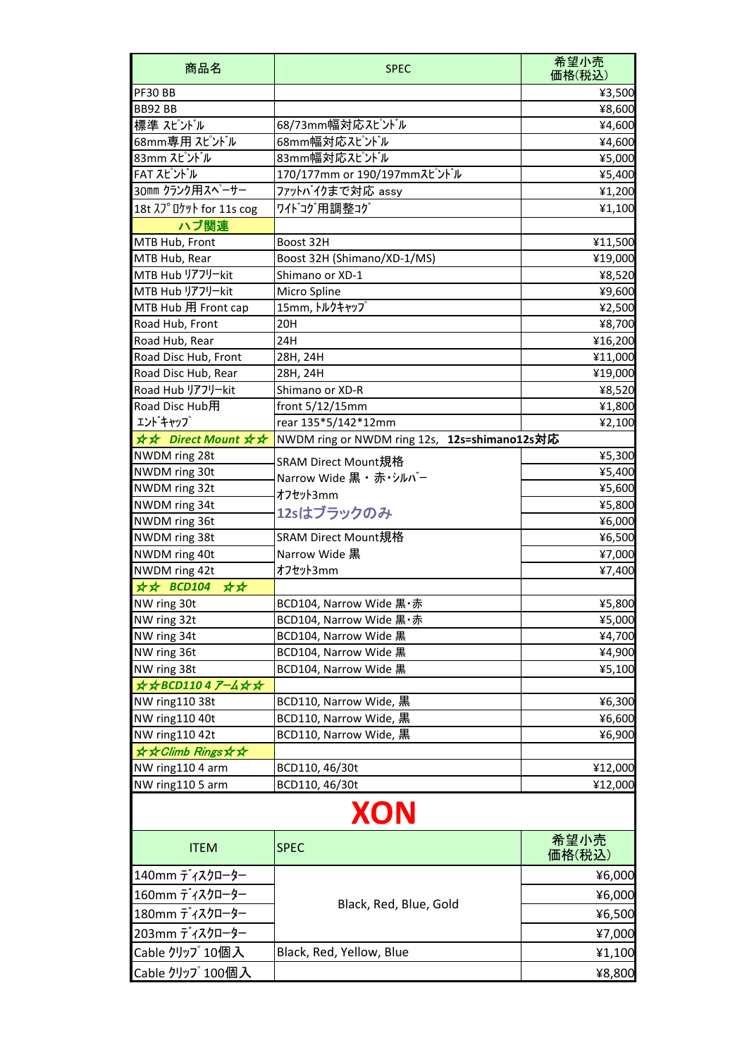| 商品名 | SPEC | 希望小売価格(税込) |
|---|---|---|
| PF30 BB | | ¥3,500 |
| BB92 BB | | ¥8,600 |
| 標準 ｽﾋﾟﾝﾄﾞﾙ | 68/73mm幅対応ｽﾋﾟﾝﾄﾞﾙ | ¥4,600 |
| 68mm専用 ｽﾋﾟﾝﾄﾞﾙ | 68mm幅対応ｽﾋﾟﾝﾄﾞﾙ | ¥4,600 |
| 83mm ｽﾋﾟﾝﾄﾞﾙ | 83mm幅対応ｽﾋﾟﾝﾄﾞﾙ | ¥5,000 |
| FAT ｽﾋﾟﾝﾄﾞﾙ | 170/177mm or 190/197mmｽﾋﾟﾝﾄﾞﾙ | ¥5,400 |
| 30㎜ ｸﾗﾝｸ用ｽﾍﾟｰｻｰ | ﾌｧｯﾄﾊﾞｲｸまで対応 assy | ¥1,200 |
| 18t ｽﾌﾟﾛｹｯﾄ for 11s cog | ﾜｲﾄﾞｺｸﾞ用調整ｺｸﾞ | ¥1,100 |
| **ハブ関連** | | |
| MTB Hub, Front | Boost 32H | ¥11,500 |
| MTB Hub, Rear | Boost 32H (Shimano/XD-1/MS) | ¥19,000 |
| MTB Hub ﾘｱﾌﾘｰkit | Shimano or XD-1 | ¥8,520 |
| MTB Hub ﾘｱﾌﾘｰkit | Micro Spline | ¥9,600 |
| MTB Hub 用 Front cap | 15mm, ﾄﾙｸｷｬｯﾌﾟ | ¥2,500 |
| Road Hub, Front | 20H | ¥8,700 |
| Road Hub, Rear | 24H | ¥16,200 |
| Road Disc Hub, Front | 28H, 24H | ¥11,000 |
| Road Disc Hub, Rear | 28H, 24H | ¥19,000 |
| Road Hub ﾘｱﾌﾘｰkit | Shimano or XD-R | ¥8,520 |
| Road Disc Hub用 ｴﾝﾄﾞｷｬｯﾌﾟ | front 5/12/15mm | ¥1,800 |
| | rear 135*5/142*12mm | ¥2,100 |
| ***☆☆ Direct Mount ☆☆*** | NWDM ring or NWDM ring 12s, **12s=shimano12s対応** | |
| NWDM ring 28t | SRAM Direct Mount規格 Narrow Wide 黒・赤･ｼﾙﾊﾞｰ ｵﾌｾｯﾄ3mm **12sはブラックのみ** | ¥5,300 |
| NWDM ring 30t | | ¥5,400 |
| NWDM ring 32t | | ¥5,600 |
| NWDM ring 34t | | ¥5,800 |
| NWDM ring 36t | | ¥6,000 |
| NWDM ring 38t | SRAM Direct Mount規格 Narrow Wide 黒 ｵﾌｾｯﾄ3mm | ¥6,500 |
| NWDM ring 40t | | ¥7,000 |
| NWDM ring 42t | | ¥7,400 |
| ***☆☆ BCD104 ☆☆*** | | |
| NW ring 30t | BCD104, Narrow Wide 黒･赤 | ¥5,800 |
| NW ring 32t | BCD104, Narrow Wide 黒･赤 | ¥5,000 |
| NW ring 34t | BCD104, Narrow Wide 黒 | ¥4,700 |
| NW ring 36t | BCD104, Narrow Wide 黒 | ¥4,900 |
| NW ring 38t | BCD104, Narrow Wide 黒 | ¥5,100 |
| ***☆☆BCD110 4 ｱｰﾑ☆☆*** | | |
| NW ring110 38t | BCD110, Narrow Wide, 黒 | ¥6,300 |
| NW ring110 40t | BCD110, Narrow Wide, 黒 | ¥6,600 |
| NW ring110 42t | BCD110, Narrow Wide, 黒 | ¥6,900 |
| ***☆☆Climb Rings☆☆*** | | |
| NW ring110 4 arm | BCD110, 46/30t | ¥12,000 |
| NW ring110 5 arm | BCD110, 46/30t | ¥12,000 |

# XON

| ITEM | SPEC | 希望小売価格(税込) |
|---|---|---|
| 140mm ﾃﾞｨｽｸﾛｰﾀｰ | Black, Red, Blue, Gold | ¥6,000 |
| 160mm ﾃﾞｨｽｸﾛｰﾀｰ | | ¥6,000 |
| 180mm ﾃﾞｨｽｸﾛｰﾀｰ | | ¥6,500 |
| 203mm ﾃﾞｨｽｸﾛｰﾀｰ | | ¥7,000 |
| Cable ｸﾘｯﾌﾟ 10個入 | Black, Red, Yellow, Blue | ¥1,100 |
| Cable ｸﾘｯﾌﾟ 100個入 | | ¥8,800 |